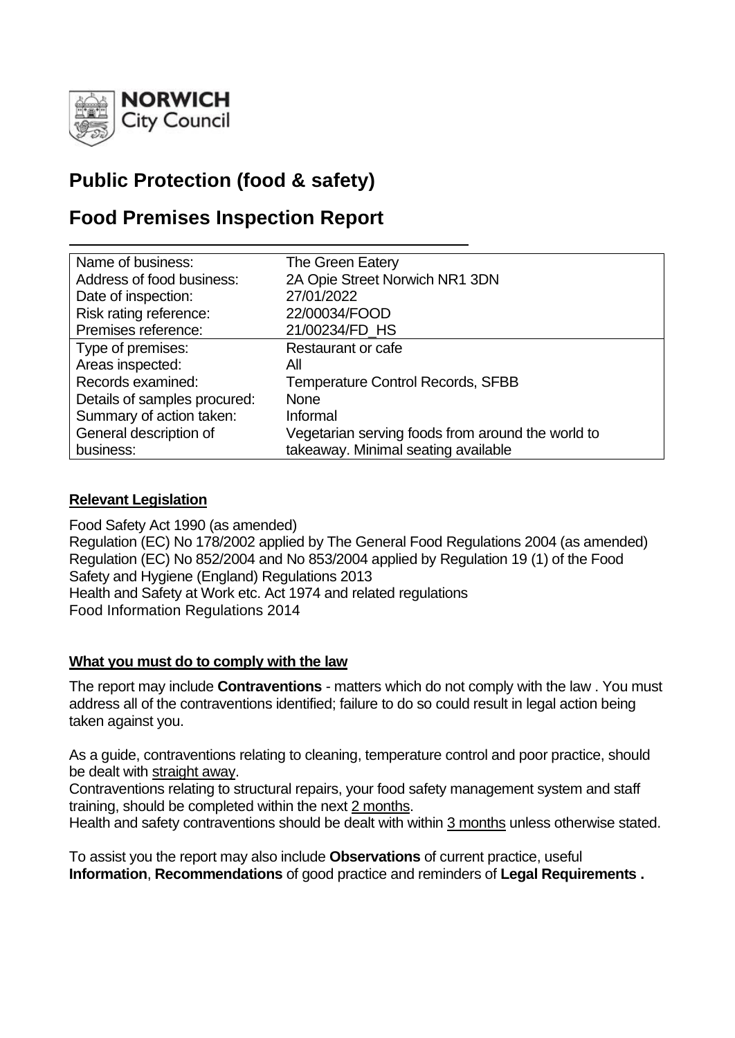**NORWICH** City Council

# Public Protection (food & safety)

# Food Premises Inspection Report

| | |
|---|---|
| Name of business: | The Green Eatery |
| Address of food business: | 2A Opie Street Norwich NR1 3DN |
| Date of inspection: | 27/01/2022 |
| Risk rating reference: | 22/00034/FOOD |
| Premises reference: | 21/00234/FD_HS |
| Type of premises: | Restaurant or cafe |
| Areas inspected: | All |
| Records examined: | Temperature Control Records, SFBB |
| Details of samples procured: | None |
| Summary of action taken: | Informal |
| General description of business: | Vegetarian serving foods from around the world to takeaway. Minimal seating available |

**Relevant Legislation**

Food Safety Act 1990 (as amended)
Regulation (EC) No 178/2002 applied by The General Food Regulations 2004 (as amended)
Regulation (EC) No 852/2004 and No 853/2004 applied by Regulation 19 (1) of the Food Safety and Hygiene (England) Regulations 2013
Health and Safety at Work etc. Act 1974 and related regulations
Food Information Regulations 2014

**What you must do to comply with the law**

The report may include **Contraventions** - matters which do not comply with the law . You must address all of the contraventions identified; failure to do so could result in legal action being taken against you.

As a guide, contraventions relating to cleaning, temperature control and poor practice, should be dealt with straight away.
Contraventions relating to structural repairs, your food safety management system and staff training, should be completed within the next 2 months.
Health and safety contraventions should be dealt with within 3 months unless otherwise stated.

To assist you the report may also include **Observations** of current practice, useful **Information**, **Recommendations** of good practice and reminders of **Legal Requirements .**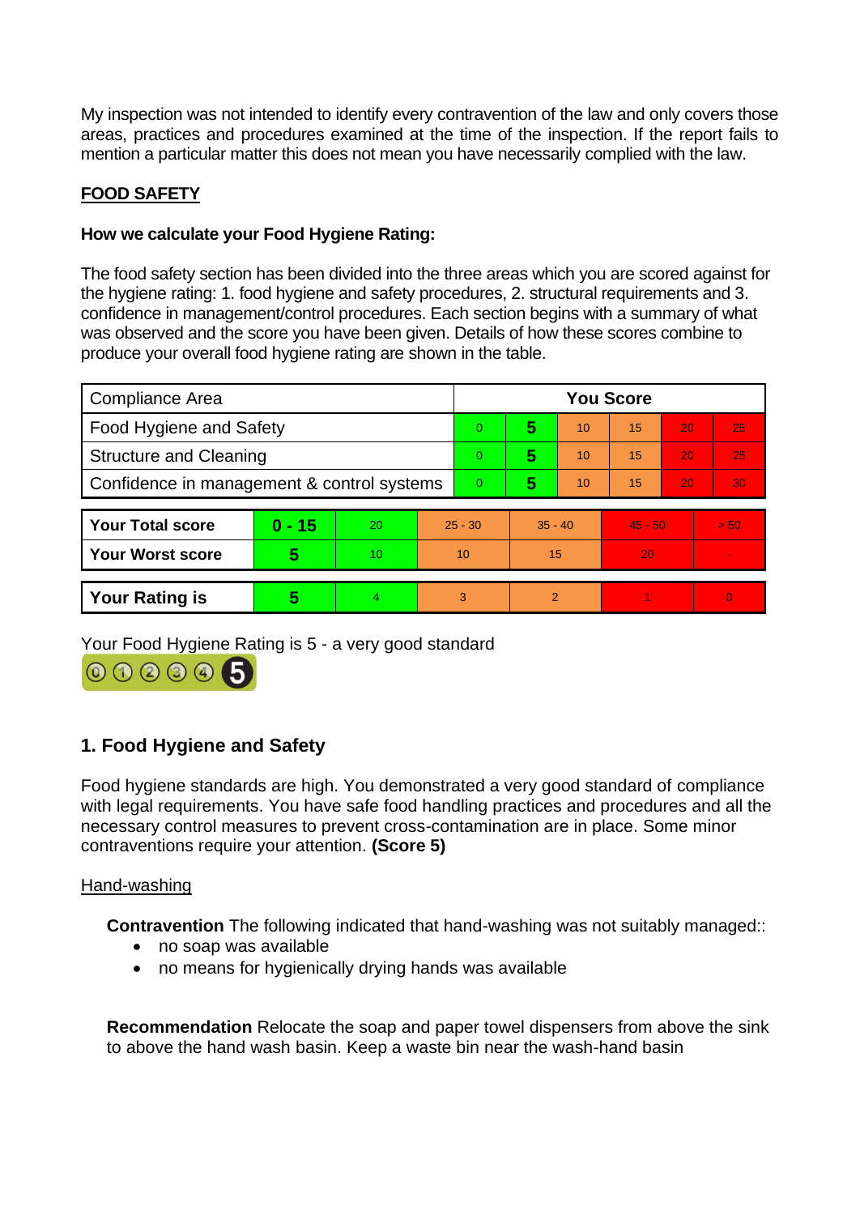My inspection was not intended to identify every contravention of the law and only covers those areas, practices and procedures examined at the time of the inspection. If the report fails to mention a particular matter this does not mean you have necessarily complied with the law.

**FOOD SAFETY**

**How we calculate your Food Hygiene Rating:**

The food safety section has been divided into the three areas which you are scored against for the hygiene rating: 1. food hygiene and safety procedures, 2. structural requirements and 3. confidence in management/control procedures. Each section begins with a summary of what was observed and the score you have been given. Details of how these scores combine to produce your overall food hygiene rating are shown in the table.

| Compliance Area | You Score | | | | | |
|---|---|---|---|---|---|---|
| Food Hygiene and Safety | 0 | **5** | 10 | 15 | 20 | 25 |
| Structure and Cleaning | 0 | **5** | 10 | 15 | 20 | 25 |
| Confidence in management & control systems | 0 | **5** | 10 | 15 | 20 | 30 |

| | | | | | | |
|---|---|---|---|---|---|---|
| **Your Total score** | **0 - 15** | 20 | 25 - 30 | 35 - 40 | 45 - 50 | > 50 |
| **Your Worst score** | **5** | 10 | 10 | 15 | 20 | - |
| **Your Rating is** | **5** | 4 | 3 | 2 | 1 | 0 |

Your Food Hygiene Rating is 5 - a very good standard

## 1. Food Hygiene and Safety

Food hygiene standards are high. You demonstrated a very good standard of compliance with legal requirements. You have safe food handling practices and procedures and all the necessary control measures to prevent cross-contamination are in place. Some minor contraventions require your attention. **(Score 5)**

Hand-washing

**Contravention** The following indicated that hand-washing was not suitably managed::

- no soap was available
- no means for hygienically drying hands was available

**Recommendation** Relocate the soap and paper towel dispensers from above the sink to above the hand wash basin. Keep a waste bin near the wash-hand basin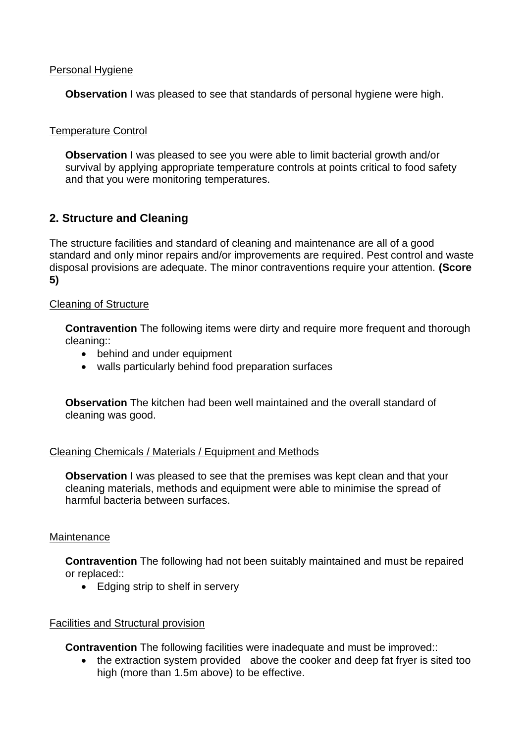Personal Hygiene

**Observation** I was pleased to see that standards of personal hygiene were high.

Temperature Control

**Observation** I was pleased to see you were able to limit bacterial growth and/or survival by applying appropriate temperature controls at points critical to food safety and that you were monitoring temperatures.

## 2. Structure and Cleaning

The structure facilities and standard of cleaning and maintenance are all of a good standard and only minor repairs and/or improvements are required. Pest control and waste disposal provisions are adequate. The minor contraventions require your attention. **(Score 5)**

Cleaning of Structure

**Contravention** The following items were dirty and require more frequent and thorough cleaning::

- behind and under equipment
- walls particularly behind food preparation surfaces

**Observation** The kitchen had been well maintained and the overall standard of cleaning was good.

Cleaning Chemicals / Materials / Equipment and Methods

**Observation** I was pleased to see that the premises was kept clean and that your cleaning materials, methods and equipment were able to minimise the spread of harmful bacteria between surfaces.

Maintenance

**Contravention** The following had not been suitably maintained and must be repaired or replaced::

- Edging strip to shelf in servery

Facilities and Structural provision

**Contravention** The following facilities were inadequate and must be improved::

- the extraction system provided above the cooker and deep fat fryer is sited too high (more than 1.5m above) to be effective.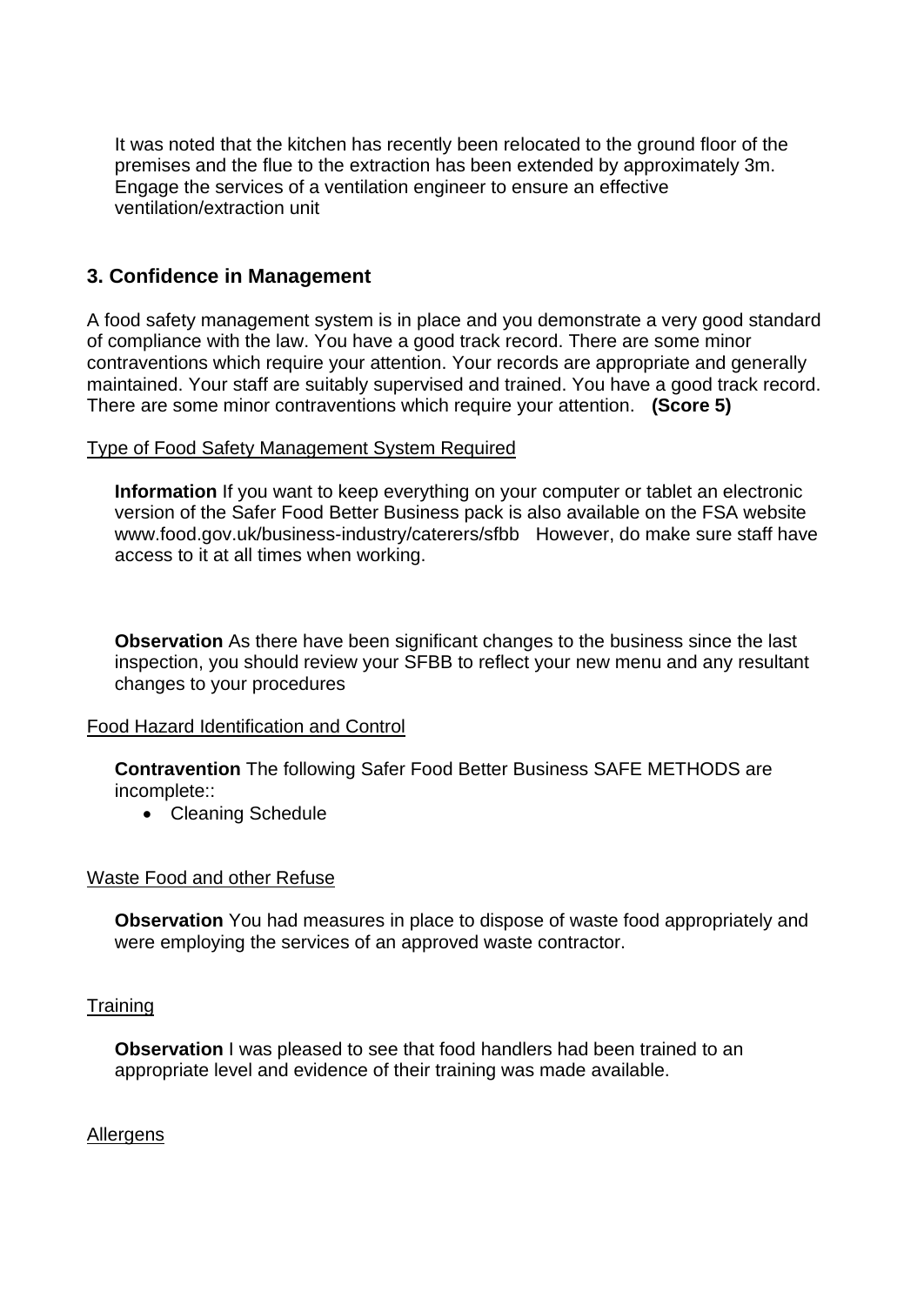It was noted that the kitchen has recently been relocated to the ground floor of the premises and the flue to the extraction has been extended by approximately 3m. Engage the services of a ventilation engineer to ensure an effective ventilation/extraction unit

## 3. Confidence in Management

A food safety management system is in place and you demonstrate a very good standard of compliance with the law. You have a good track record. There are some minor contraventions which require your attention. Your records are appropriate and generally maintained. Your staff are suitably supervised and trained. You have a good track record. There are some minor contraventions which require your attention. **(Score 5)**

Type of Food Safety Management System Required

**Information** If you want to keep everything on your computer or tablet an electronic version of the Safer Food Better Business pack is also available on the FSA website www.food.gov.uk/business-industry/caterers/sfbb However, do make sure staff have access to it at all times when working.

**Observation** As there have been significant changes to the business since the last inspection, you should review your SFBB to reflect your new menu and any resultant changes to your procedures

Food Hazard Identification and Control

**Contravention** The following Safer Food Better Business SAFE METHODS are incomplete::

- Cleaning Schedule

Waste Food and other Refuse

**Observation** You had measures in place to dispose of waste food appropriately and were employing the services of an approved waste contractor.

Training

**Observation** I was pleased to see that food handlers had been trained to an appropriate level and evidence of their training was made available.

Allergens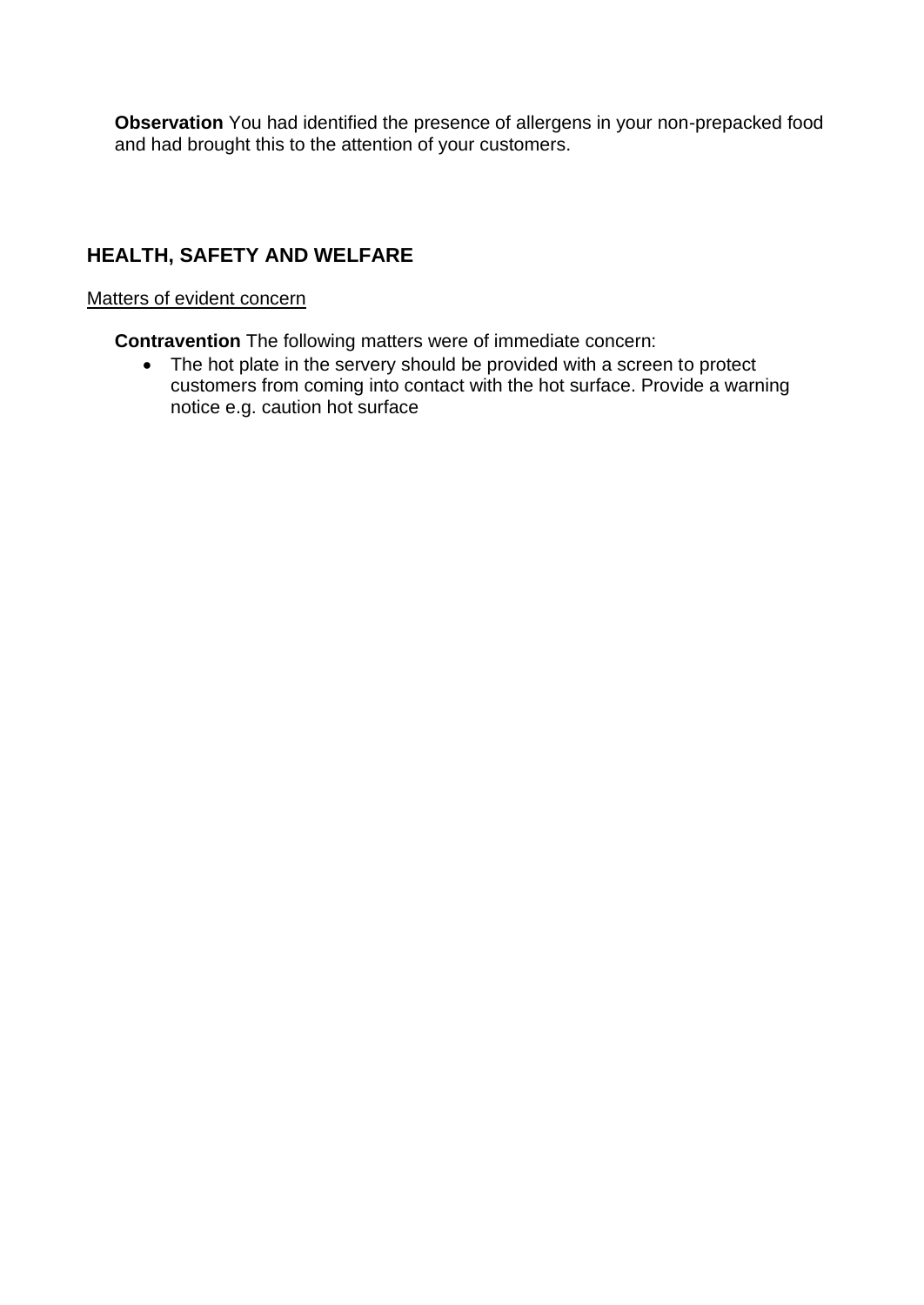**Observation** You had identified the presence of allergens in your non-prepacked food and had brought this to the attention of your customers.

## HEALTH, SAFETY AND WELFARE

Matters of evident concern

**Contravention** The following matters were of immediate concern:

- The hot plate in the servery should be provided with a screen to protect customers from coming into contact with the hot surface. Provide a warning notice e.g. caution hot surface